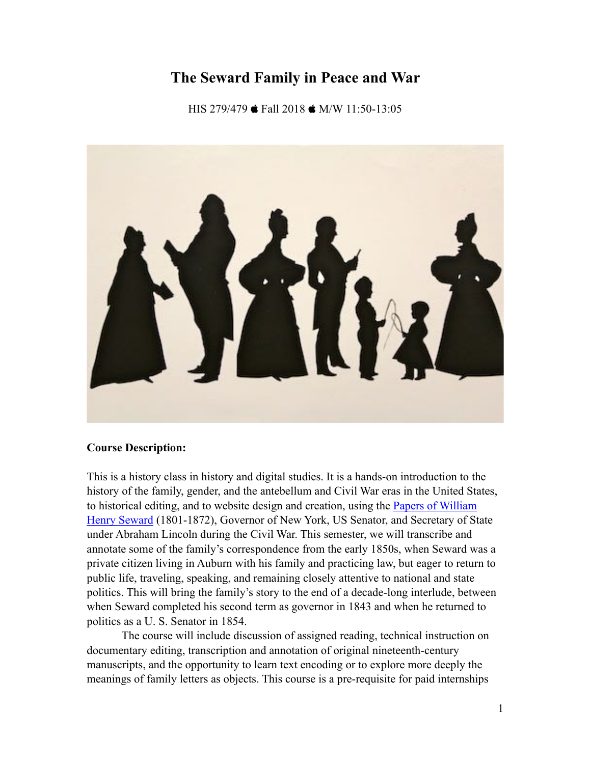# The Seward Family in Peace and War

HIS 279/479 ● Fall 2018 ● M/W 11:50-13:05

**Course Description:**

This is a history class in history and digital studies. It is a hands-on introduction to the history of the family, gender, and the antebellum and Civil War eras in the United States, to historical editing, and to website design and creation, using the [Papers of William Henry Seward](#) (1801-1872), Governor of New York, US Senator, and Secretary of State under Abraham Lincoln during the Civil War. This semester, we will transcribe and annotate some of the family's correspondence from the early 1850s, when Seward was a private citizen living in Auburn with his family and practicing law, but eager to return to public life, traveling, speaking, and remaining closely attentive to national and state politics. This will bring the family's story to the end of a decade-long interlude, between when Seward completed his second term as governor in 1843 and when he returned to politics as a U. S. Senator in 1854.

The course will include discussion of assigned reading, technical instruction on documentary editing, transcription and annotation of original nineteenth-century manuscripts, and the opportunity to learn text encoding or to explore more deeply the meanings of family letters as objects. This course is a pre-requisite for paid internships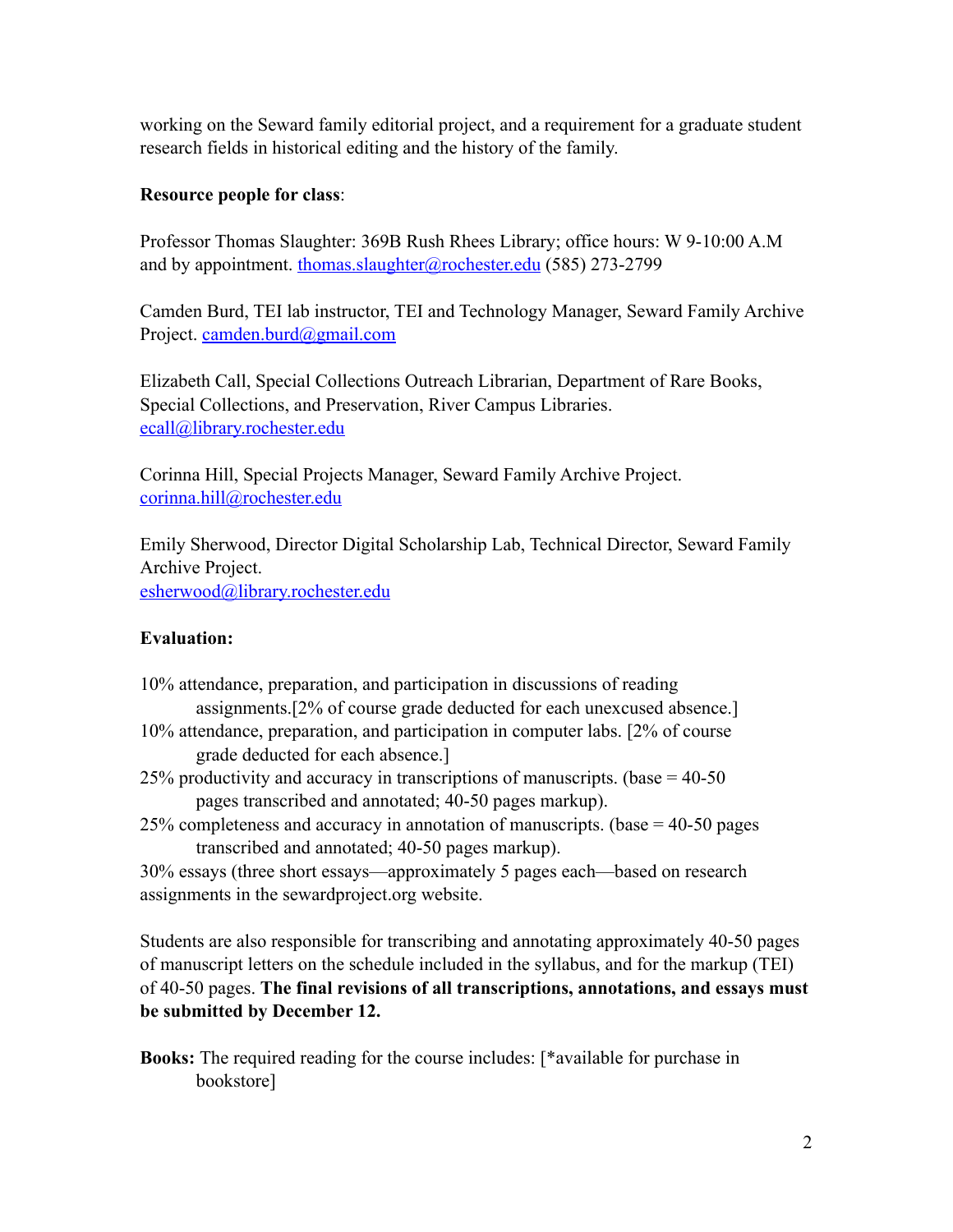working on the Seward family editorial project, and a requirement for a graduate student research fields in historical editing and the history of the family.

**Resource people for class**:

Professor Thomas Slaughter: 369B Rush Rhees Library; office hours: W 9-10:00 A.M and by appointment. thomas.slaughter@rochester.edu (585) 273-2799

Camden Burd, TEI lab instructor, TEI and Technology Manager, Seward Family Archive Project. camden.burd@gmail.com

Elizabeth Call, Special Collections Outreach Librarian, Department of Rare Books, Special Collections, and Preservation, River Campus Libraries. ecall@library.rochester.edu

Corinna Hill, Special Projects Manager, Seward Family Archive Project. corinna.hill@rochester.edu

Emily Sherwood, Director Digital Scholarship Lab, Technical Director, Seward Family Archive Project. esherwood@library.rochester.edu

**Evaluation:**

10% attendance, preparation, and participation in discussions of reading assignments.[2% of course grade deducted for each unexcused absence.]
10% attendance, preparation, and participation in computer labs. [2% of course grade deducted for each absence.]
25% productivity and accuracy in transcriptions of manuscripts. (base = 40-50 pages transcribed and annotated; 40-50 pages markup).
25% completeness and accuracy in annotation of manuscripts. (base = 40-50 pages transcribed and annotated; 40-50 pages markup).
30% essays (three short essays—approximately 5 pages each—based on research assignments in the sewardproject.org website.

Students are also responsible for transcribing and annotating approximately 40-50 pages of manuscript letters on the schedule included in the syllabus, and for the markup (TEI) of 40-50 pages. **The final revisions of all transcriptions, annotations, and essays must be submitted by December 12.**

**Books:** The required reading for the course includes: [*available for purchase in bookstore]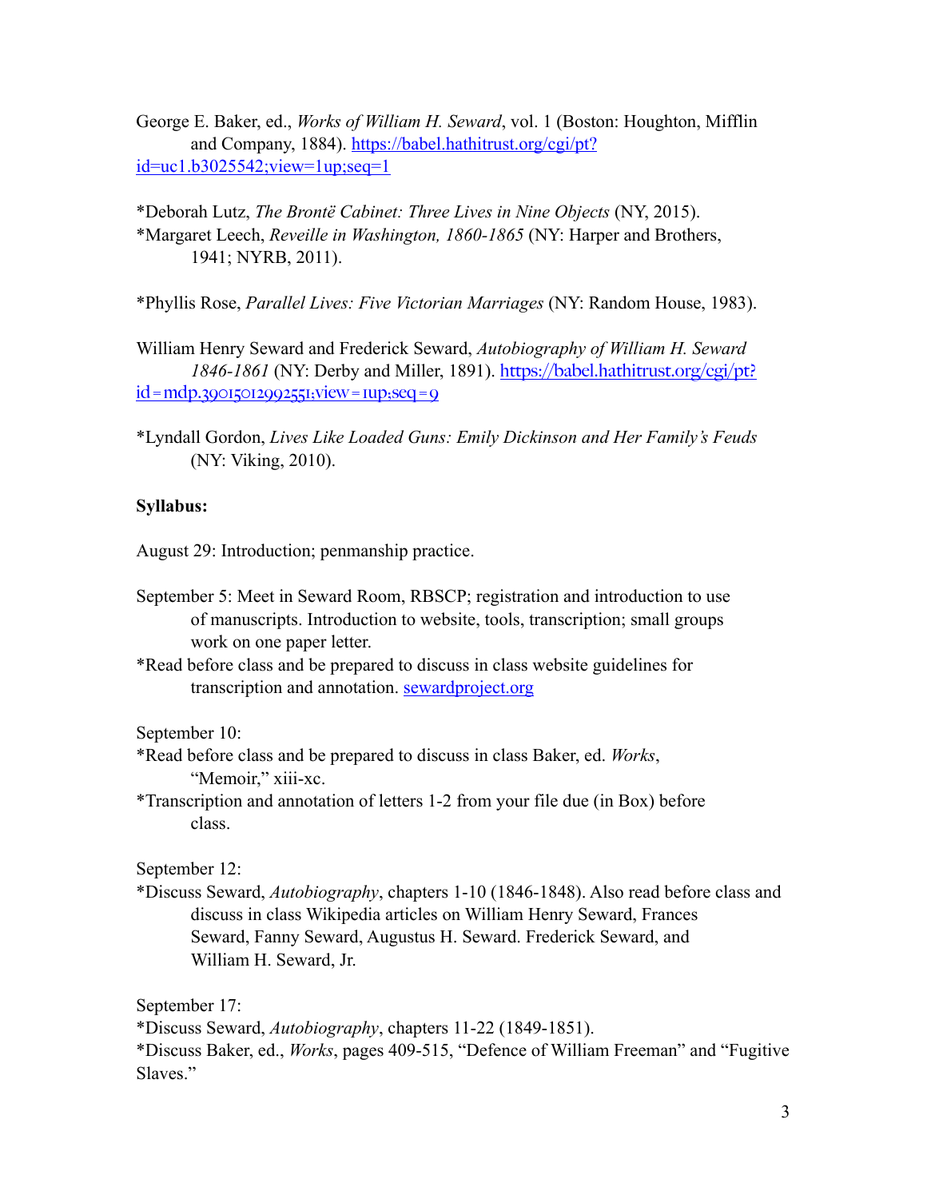George E. Baker, ed., *Works of William H. Seward*, vol. 1 (Boston: Houghton, Mifflin and Company, 1884). https://babel.hathitrust.org/cgi/pt?id=uc1.b3025542;view=1up;seq=1

*Deborah Lutz, *The Brontë Cabinet: Three Lives in Nine Objects* (NY, 2015).
*Margaret Leech, *Reveille in Washington, 1860-1865* (NY: Harper and Brothers, 1941; NYRB, 2011).

*Phyllis Rose, *Parallel Lives: Five Victorian Marriages* (NY: Random House, 1983).

William Henry Seward and Frederick Seward, *Autobiography of William H. Seward 1846-1861* (NY: Derby and Miller, 1891). https://babel.hathitrust.org/cgi/pt?id=mdp.39015012992551;view=1up;seq=9

*Lyndall Gordon, *Lives Like Loaded Guns: Emily Dickinson and Her Family's Feuds* (NY: Viking, 2010).

**Syllabus:**

August 29: Introduction; penmanship practice.

September 5: Meet in Seward Room, RBSCP; registration and introduction to use of manuscripts. Introduction to website, tools, transcription; small groups work on one paper letter.
*Read before class and be prepared to discuss in class website guidelines for transcription and annotation. sewardproject.org

September 10:
*Read before class and be prepared to discuss in class Baker, ed. *Works*, "Memoir," xiii-xc.
*Transcription and annotation of letters 1-2 from your file due (in Box) before class.

September 12:
*Discuss Seward, *Autobiography*, chapters 1-10 (1846-1848). Also read before class and discuss in class Wikipedia articles on William Henry Seward, Frances Seward, Fanny Seward, Augustus H. Seward. Frederick Seward, and William H. Seward, Jr.

September 17:
*Discuss Seward, *Autobiography*, chapters 11-22 (1849-1851).
*Discuss Baker, ed., *Works*, pages 409-515, "Defence of William Freeman" and "Fugitive Slaves."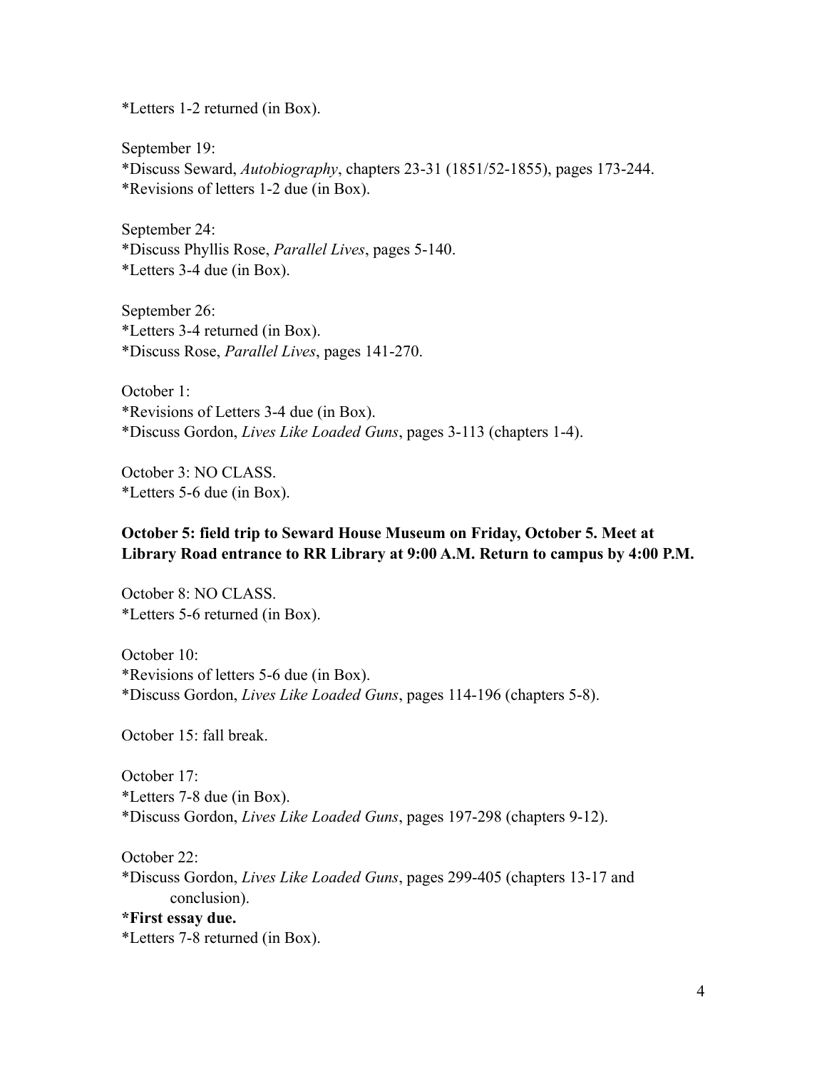*Letters 1-2 returned (in Box).

September 19:
*Discuss Seward, *Autobiography*, chapters 23-31 (1851/52-1855), pages 173-244.
*Revisions of letters 1-2 due (in Box).

September 24:
*Discuss Phyllis Rose, *Parallel Lives*, pages 5-140.
*Letters 3-4 due (in Box).

September 26:
*Letters 3-4 returned (in Box).
*Discuss Rose, *Parallel Lives*, pages 141-270.

October 1:
*Revisions of Letters 3-4 due (in Box).
*Discuss Gordon, *Lives Like Loaded Guns*, pages 3-113 (chapters 1-4).

October 3: NO CLASS.
*Letters 5-6 due (in Box).

**October 5: field trip to Seward House Museum on Friday, October 5. Meet at Library Road entrance to RR Library at 9:00 A.M. Return to campus by 4:00 P.M.**

October 8: NO CLASS.
*Letters 5-6 returned (in Box).

October 10:
*Revisions of letters 5-6 due (in Box).
*Discuss Gordon, *Lives Like Loaded Guns*, pages 114-196 (chapters 5-8).

October 15: fall break.

October 17:
*Letters 7-8 due (in Box).
*Discuss Gordon, *Lives Like Loaded Guns*, pages 197-298 (chapters 9-12).

October 22:
*Discuss Gordon, *Lives Like Loaded Guns*, pages 299-405 (chapters 13-17 and conclusion).
**\*First essay due.**
*Letters 7-8 returned (in Box).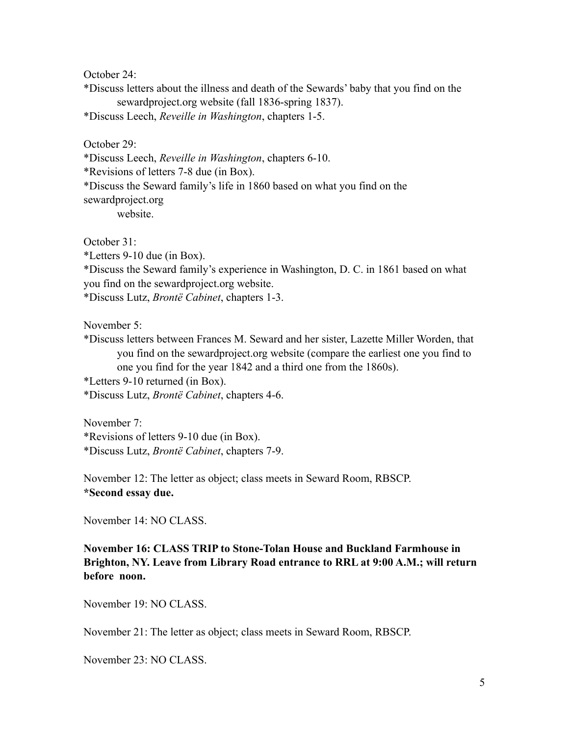October 24:

*Discuss letters about the illness and death of the Sewards' baby that you find on the sewardproject.org website (fall 1836-spring 1837).

*Discuss Leech, *Reveille in Washington*, chapters 1-5.

October 29:

*Discuss Leech, *Reveille in Washington*, chapters 6-10.

*Revisions of letters 7-8 due (in Box).

*Discuss the Seward family's life in 1860 based on what you find on the sewardproject.org website.

October 31:

*Letters 9-10 due (in Box).

*Discuss the Seward family's experience in Washington, D. C. in 1861 based on what you find on the sewardproject.org website.

*Discuss Lutz, *Brontë Cabinet*, chapters 1-3.

November 5:

*Discuss letters between Frances M. Seward and her sister, Lazette Miller Worden, that you find on the sewardproject.org website (compare the earliest one you find to one you find for the year 1842 and a third one from the 1860s).

*Letters 9-10 returned (in Box).

*Discuss Lutz, *Brontë Cabinet*, chapters 4-6.

November 7:

*Revisions of letters 9-10 due (in Box).

*Discuss Lutz, *Brontë Cabinet*, chapters 7-9.

November 12: The letter as object; class meets in Seward Room, RBSCP.

**\*Second essay due.**

November 14: NO CLASS.

**November 16: CLASS TRIP to Stone-Tolan House and Buckland Farmhouse in Brighton, NY. Leave from Library Road entrance to RRL at 9:00 A.M.; will return before noon.**

November 19: NO CLASS.

November 21: The letter as object; class meets in Seward Room, RBSCP.

November 23: NO CLASS.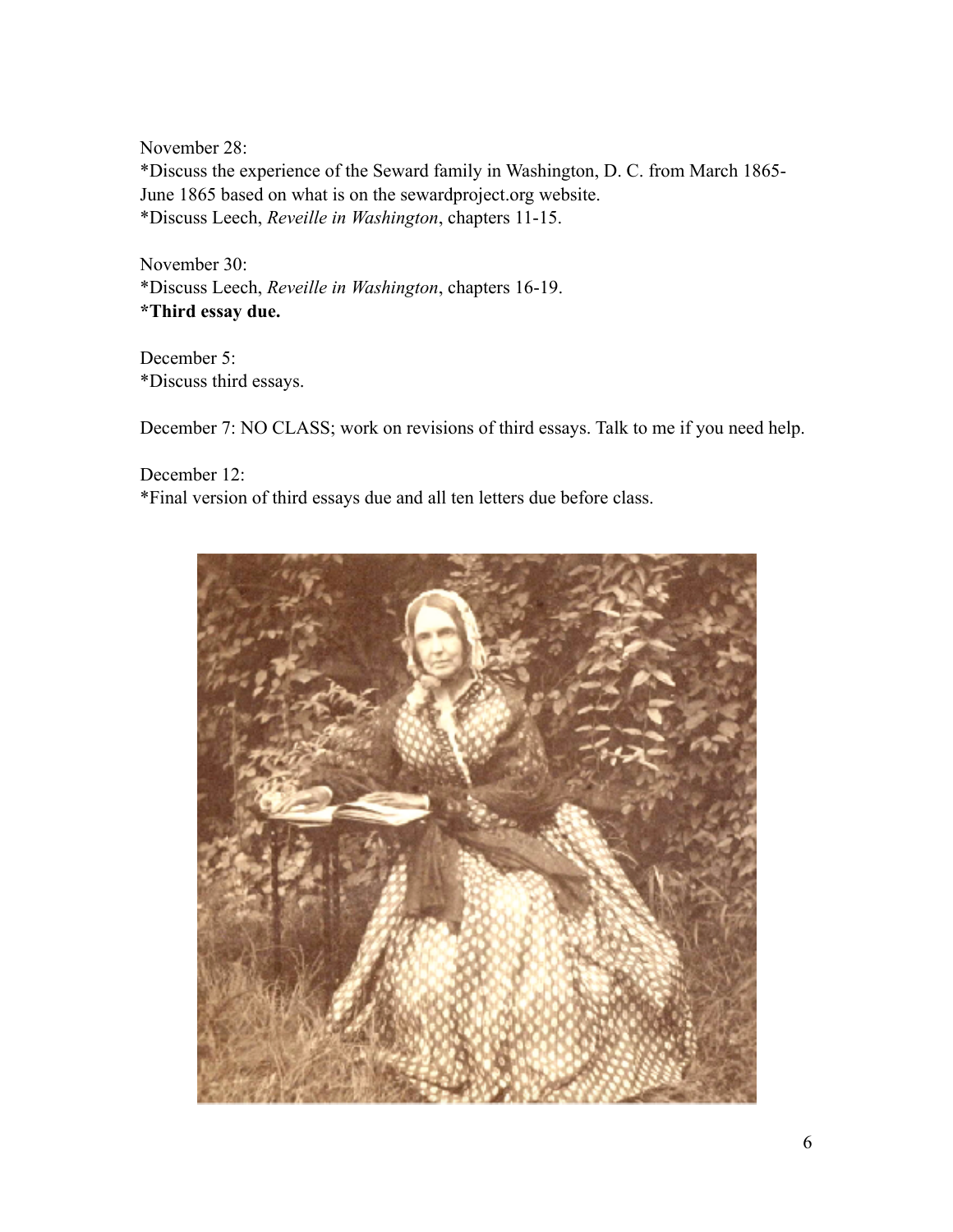November 28:
*Discuss the experience of the Seward family in Washington, D. C. from March 1865-June 1865 based on what is on the sewardproject.org website.
*Discuss Leech, *Reveille in Washington*, chapters 11-15.

November 30:
*Discuss Leech, *Reveille in Washington*, chapters 16-19.
**\*Third essay due.**

December 5:
*Discuss third essays.

December 7: NO CLASS; work on revisions of third essays. Talk to me if you need help.

December 12:
*Final version of third essays due and all ten letters due before class.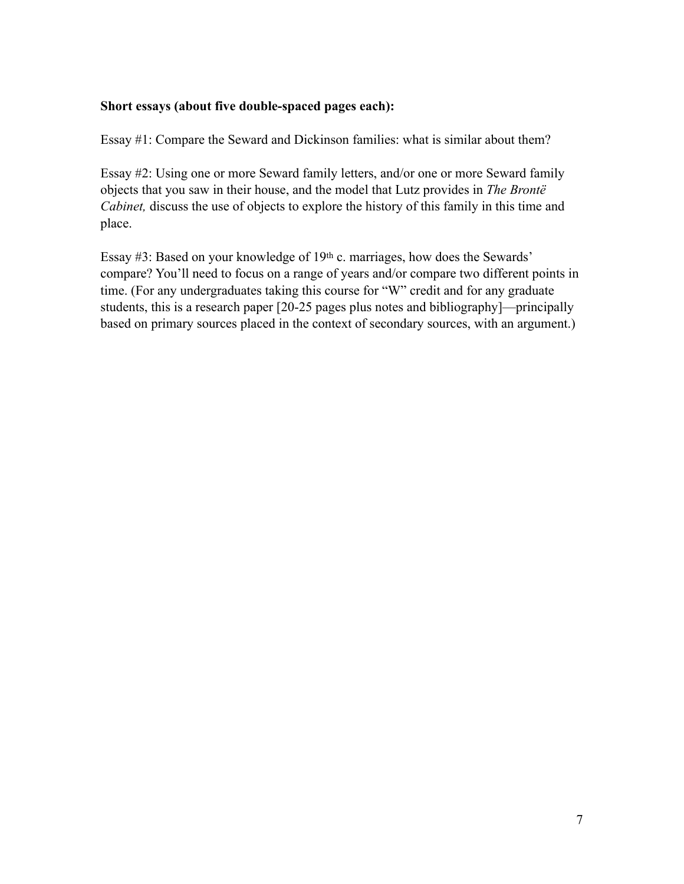**Short essays (about five double-spaced pages each):**

Essay #1: Compare the Seward and Dickinson families: what is similar about them?

Essay #2: Using one or more Seward family letters, and/or one or more Seward family objects that you saw in their house, and the model that Lutz provides in *The Brontë Cabinet,* discuss the use of objects to explore the history of this family in this time and place.

Essay #3: Based on your knowledge of 19th c. marriages, how does the Sewards' compare? You'll need to focus on a range of years and/or compare two different points in time. (For any undergraduates taking this course for "W" credit and for any graduate students, this is a research paper [20-25 pages plus notes and bibliography]—principally based on primary sources placed in the context of secondary sources, with an argument.)